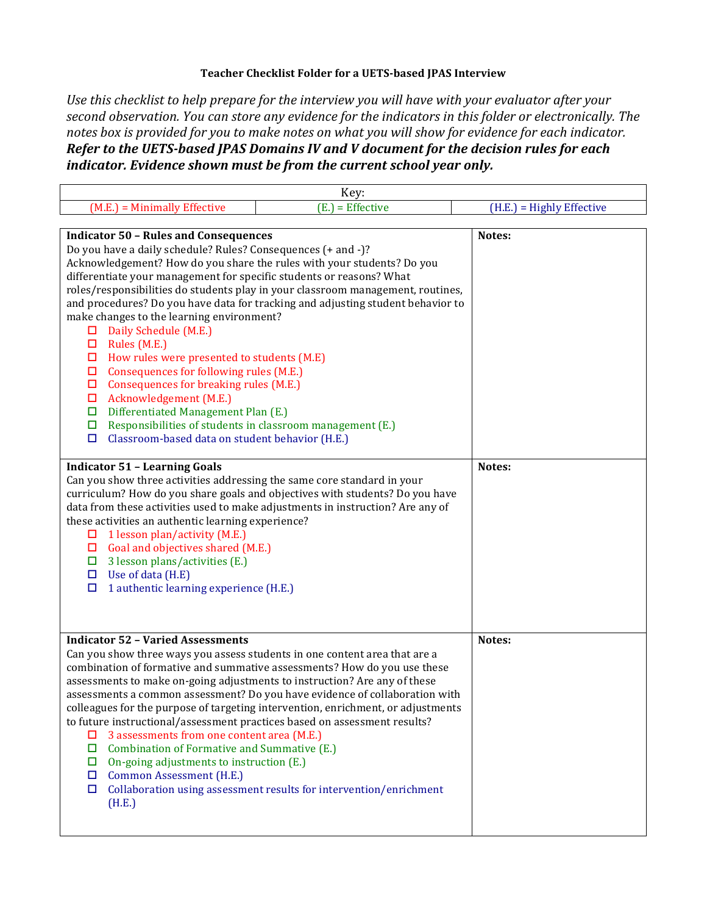**Teacher Checklist Folder for a UETS-based JPAS Interview**

*Use this checklist to help prepare for the interview you will have with your evaluator after your second observation. You can store any evidence for the indicators in this folder or electronically. The notes box is provided for you to make notes on what you will show for evidence for each indicator.* ***Refer to the UETS-based JPAS Domains IV and V document for the decision rules for each indicator. Evidence shown must be from the current school year only.***

| Key: | | |
|---|---|---|
| (M.E.) = Minimally Effective | (E.) = Effective | (H.E.) = Highly Effective |

| | |
|---|---|
| **Indicator 50 – Rules and Consequences**<br>Do you have a daily schedule? Rules? Consequences (+ and -)? Acknowledgement? How do you share the rules with your students? Do you differentiate your management for specific students or reasons? What roles/responsibilities do students play in your classroom management, routines, and procedures? Do you have data for tracking and adjusting student behavior to make changes to the learning environment?<br>☐ Daily Schedule (M.E.)<br>☐ Rules (M.E.)<br>☐ How rules were presented to students (M.E)<br>☐ Consequences for following rules (M.E.)<br>☐ Consequences for breaking rules (M.E.)<br>☐ Acknowledgement (M.E.)<br>☐ Differentiated Management Plan (E.)<br>☐ Responsibilities of students in classroom management (E.)<br>☐ Classroom-based data on student behavior (H.E.) | **Notes:** |
| **Indicator 51 – Learning Goals**<br>Can you show three activities addressing the same core standard in your curriculum? How do you share goals and objectives with students? Do you have data from these activities used to make adjustments in instruction? Are any of these activities an authentic learning experience?<br>☐ 1 lesson plan/activity (M.E.)<br>☐ Goal and objectives shared (M.E.)<br>☐ 3 lesson plans/activities (E.)<br>☐ Use of data (H.E)<br>☐ 1 authentic learning experience (H.E.) | **Notes:** |
| **Indicator 52 – Varied Assessments**<br>Can you show three ways you assess students in one content area that are a combination of formative and summative assessments? How do you use these assessments to make on-going adjustments to instruction? Are any of these assessments a common assessment? Do you have evidence of collaboration with colleagues for the purpose of targeting intervention, enrichment, or adjustments to future instructional/assessment practices based on assessment results?<br>☐ 3 assessments from one content area (M.E.)<br>☐ Combination of Formative and Summative (E.)<br>☐ On-going adjustments to instruction (E.)<br>☐ Common Assessment (H.E.)<br>☐ Collaboration using assessment results for intervention/enrichment (H.E.) | **Notes:** |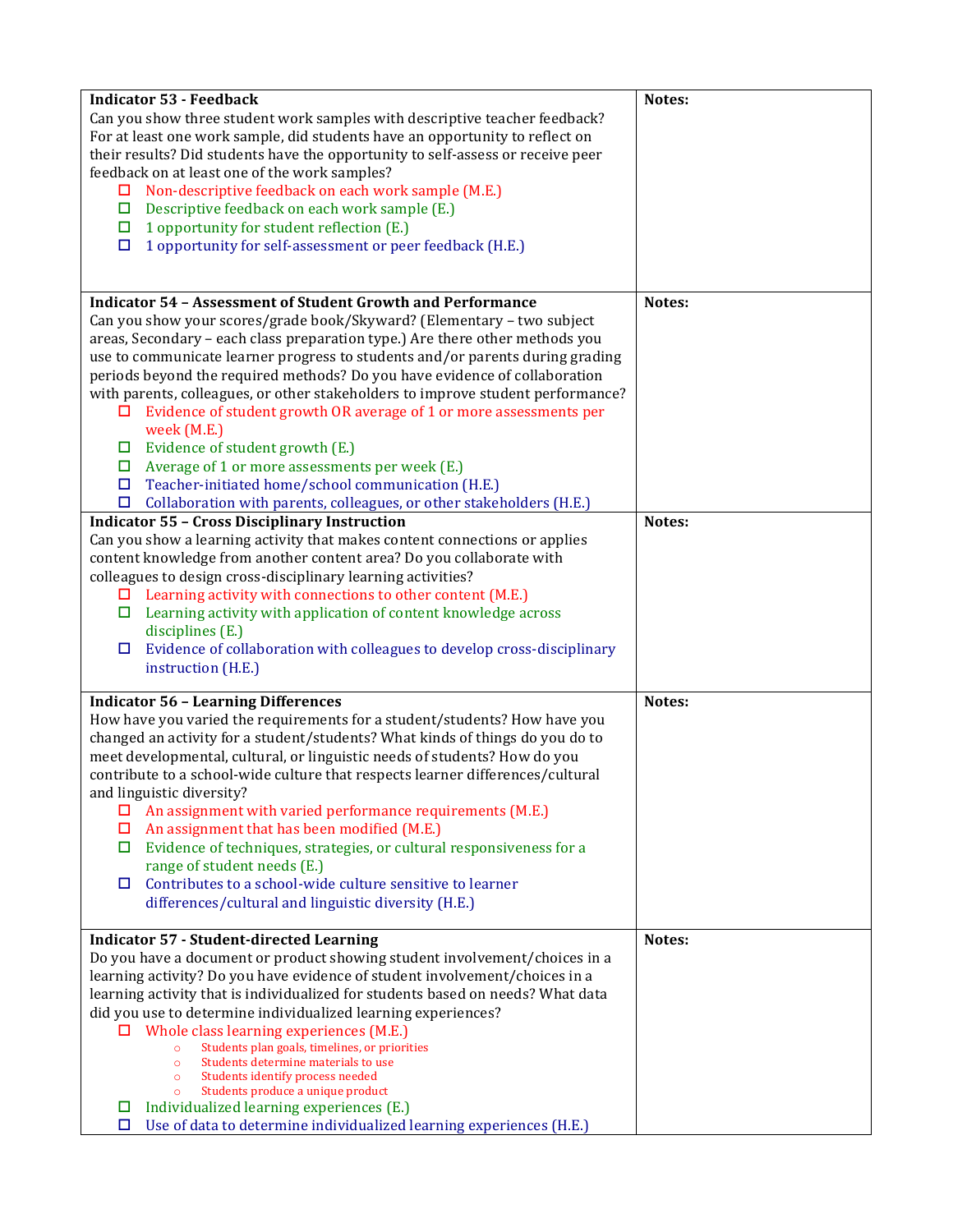| | |
|---|---|
| **Indicator 53 - Feedback**<br>Can you show three student work samples with descriptive teacher feedback? For at least one work sample, did students have an opportunity to reflect on their results? Did students have the opportunity to self-assess or receive peer feedback on at least one of the work samples?<br>☐ Non-descriptive feedback on each work sample (M.E.)<br>☐ Descriptive feedback on each work sample (E.)<br>☐ 1 opportunity for student reflection (E.)<br>☐ 1 opportunity for self-assessment or peer feedback (H.E.) | **Notes:** |
| **Indicator 54 – Assessment of Student Growth and Performance**<br>Can you show your scores/grade book/Skyward? (Elementary – two subject areas, Secondary – each class preparation type.) Are there other methods you use to communicate learner progress to students and/or parents during grading periods beyond the required methods? Do you have evidence of collaboration with parents, colleagues, or other stakeholders to improve student performance?<br>☐ Evidence of student growth OR average of 1 or more assessments per week (M.E.)<br>☐ Evidence of student growth (E.)<br>☐ Average of 1 or more assessments per week (E.)<br>☐ Teacher-initiated home/school communication (H.E.)<br>☐ Collaboration with parents, colleagues, or other stakeholders (H.E.) | **Notes:** |
| **Indicator 55 – Cross Disciplinary Instruction**<br>Can you show a learning activity that makes content connections or applies content knowledge from another content area? Do you collaborate with colleagues to design cross-disciplinary learning activities?<br>☐ Learning activity with connections to other content (M.E.)<br>☐ Learning activity with application of content knowledge across disciplines (E.)<br>☐ Evidence of collaboration with colleagues to develop cross-disciplinary instruction (H.E.) | **Notes:** |
| **Indicator 56 – Learning Differences**<br>How have you varied the requirements for a student/students? How have you changed an activity for a student/students? What kinds of things do you do to meet developmental, cultural, or linguistic needs of students? How do you contribute to a school-wide culture that respects learner differences/cultural and linguistic diversity?<br>☐ An assignment with varied performance requirements (M.E.)<br>☐ An assignment that has been modified (M.E.)<br>☐ Evidence of techniques, strategies, or cultural responsiveness for a range of student needs (E.)<br>☐ Contributes to a school-wide culture sensitive to learner differences/cultural and linguistic diversity (H.E.) | **Notes:** |
| **Indicator 57 - Student-directed Learning**<br>Do you have a document or product showing student involvement/choices in a learning activity? Do you have evidence of student involvement/choices in a learning activity that is individualized for students based on needs? What data did you use to determine individualized learning experiences?<br>☐ Whole class learning experiences (M.E.)<br>○ Students plan goals, timelines, or priorities<br>○ Students determine materials to use<br>○ Students identify process needed<br>○ Students produce a unique product<br>☐ Individualized learning experiences (E.)<br>☐ Use of data to determine individualized learning experiences (H.E.) | **Notes:** |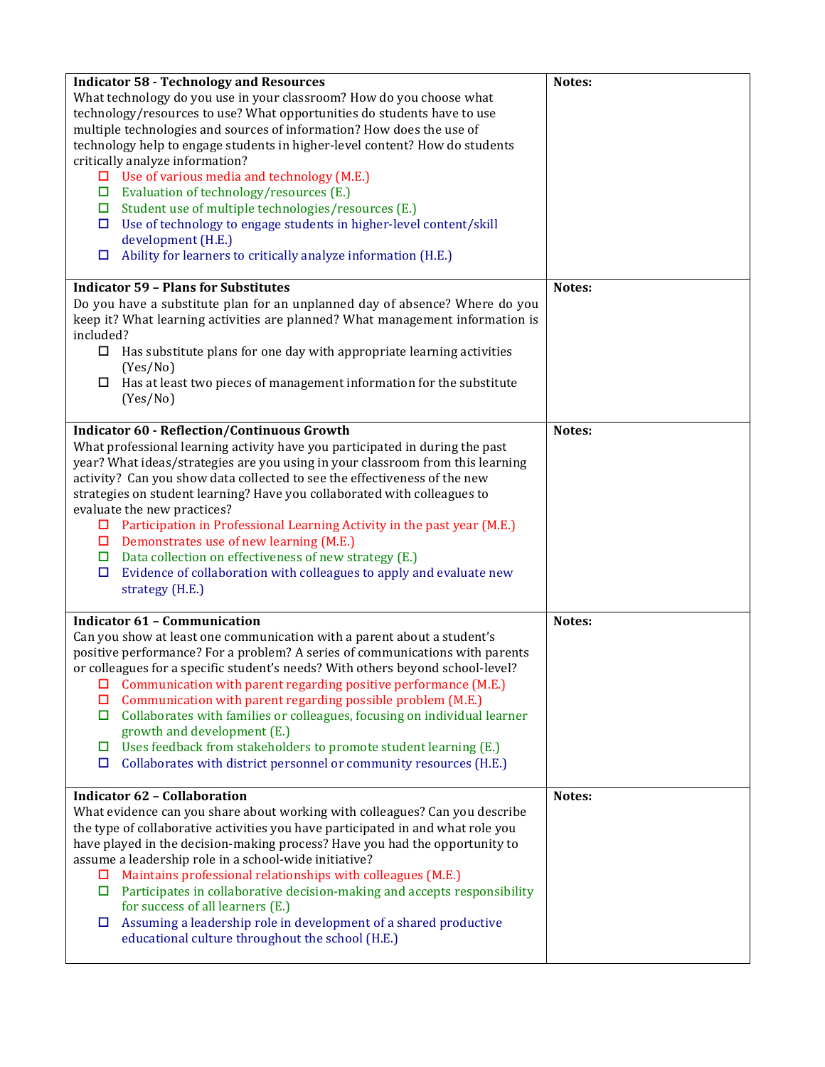| | |
|---|---|
| **Indicator 58 - Technology and Resources**<br>What technology do you use in your classroom? How do you choose what technology/resources to use? What opportunities do students have to use multiple technologies and sources of information? How does the use of technology help to engage students in higher-level content? How do students critically analyze information?<br>☐ Use of various media and technology (M.E.)<br>☐ Evaluation of technology/resources (E.)<br>☐ Student use of multiple technologies/resources (E.)<br>☐ Use of technology to engage students in higher-level content/skill development (H.E.)<br>☐ Ability for learners to critically analyze information (H.E.) | **Notes:** |
| **Indicator 59 – Plans for Substitutes**<br>Do you have a substitute plan for an unplanned day of absence? Where do you keep it? What learning activities are planned? What management information is included?<br>☐ Has substitute plans for one day with appropriate learning activities (Yes/No)<br>☐ Has at least two pieces of management information for the substitute (Yes/No) | **Notes:** |
| **Indicator 60 - Reflection/Continuous Growth**<br>What professional learning activity have you participated in during the past year? What ideas/strategies are you using in your classroom from this learning activity? Can you show data collected to see the effectiveness of the new strategies on student learning? Have you collaborated with colleagues to evaluate the new practices?<br>☐ Participation in Professional Learning Activity in the past year (M.E.)<br>☐ Demonstrates use of new learning (M.E.)<br>☐ Data collection on effectiveness of new strategy (E.)<br>☐ Evidence of collaboration with colleagues to apply and evaluate new strategy (H.E.) | **Notes:** |
| **Indicator 61 – Communication**<br>Can you show at least one communication with a parent about a student's positive performance? For a problem? A series of communications with parents or colleagues for a specific student's needs? With others beyond school-level?<br>☐ Communication with parent regarding positive performance (M.E.)<br>☐ Communication with parent regarding possible problem (M.E.)<br>☐ Collaborates with families or colleagues, focusing on individual learner growth and development (E.)<br>☐ Uses feedback from stakeholders to promote student learning (E.)<br>☐ Collaborates with district personnel or community resources (H.E.) | **Notes:** |
| **Indicator 62 – Collaboration**<br>What evidence can you share about working with colleagues? Can you describe the type of collaborative activities you have participated in and what role you have played in the decision-making process? Have you had the opportunity to assume a leadership role in a school-wide initiative?<br>☐ Maintains professional relationships with colleagues (M.E.)<br>☐ Participates in collaborative decision-making and accepts responsibility for success of all learners (E.)<br>☐ Assuming a leadership role in development of a shared productive educational culture throughout the school (H.E.) | **Notes:** |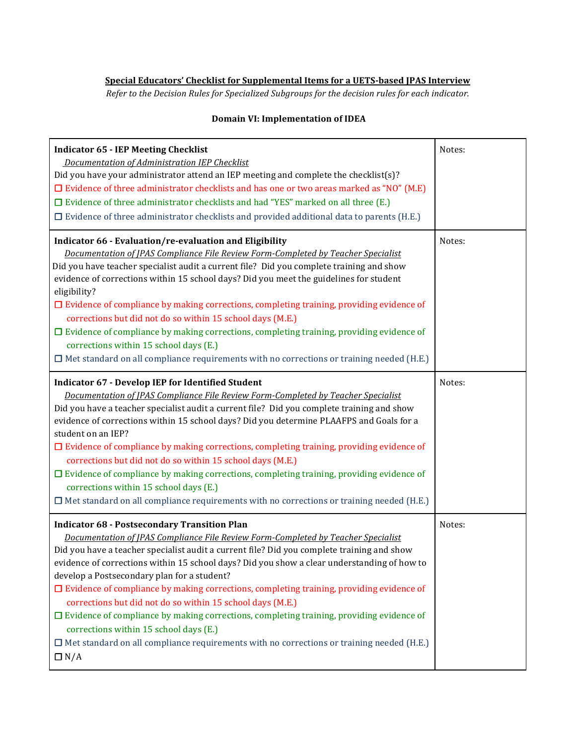**Special Educators' Checklist for Supplemental Items for a UETS-based JPAS Interview**

*Refer to the Decision Rules for Specialized Subgroups for the decision rules for each indicator.*

**Domain VI: Implementation of IDEA**

| | |
|---|---|
| **Indicator 65 - IEP Meeting Checklist**<br>*Documentation of Administration IEP Checklist*<br>Did you have your administrator attend an IEP meeting and complete the checklist(s)?<br>☐ Evidence of three administrator checklists and has one or two areas marked as "NO" (M.E)<br>☐ Evidence of three administrator checklists and had "YES" marked on all three (E.)<br>☐ Evidence of three administrator checklists and provided additional data to parents (H.E.) | Notes: |
| **Indicator 66 - Evaluation/re-evaluation and Eligibility**<br>*Documentation of JPAS Compliance File Review Form-Completed by Teacher Specialist*<br>Did you have teacher specialist audit a current file? Did you complete training and show evidence of corrections within 15 school days? Did you meet the guidelines for student eligibility?<br>☐ Evidence of compliance by making corrections, completing training, providing evidence of corrections but did not do so within 15 school days (M.E.)<br>☐ Evidence of compliance by making corrections, completing training, providing evidence of corrections within 15 school days (E.)<br>☐ Met standard on all compliance requirements with no corrections or training needed (H.E.) | Notes: |
| **Indicator 67 - Develop IEP for Identified Student**<br>*Documentation of JPAS Compliance File Review Form-Completed by Teacher Specialist*<br>Did you have a teacher specialist audit a current file? Did you complete training and show evidence of corrections within 15 school days? Did you determine PLAAFPS and Goals for a student on an IEP?<br>☐ Evidence of compliance by making corrections, completing training, providing evidence of corrections but did not do so within 15 school days (M.E.)<br>☐ Evidence of compliance by making corrections, completing training, providing evidence of corrections within 15 school days (E.)<br>☐ Met standard on all compliance requirements with no corrections or training needed (H.E.) | Notes: |
| **Indicator 68 - Postsecondary Transition Plan**<br>*Documentation of JPAS Compliance File Review Form-Completed by Teacher Specialist*<br>Did you have a teacher specialist audit a current file? Did you complete training and show evidence of corrections within 15 school days? Did you show a clear understanding of how to develop a Postsecondary plan for a student?<br>☐ Evidence of compliance by making corrections, completing training, providing evidence of corrections but did not do so within 15 school days (M.E.)<br>☐ Evidence of compliance by making corrections, completing training, providing evidence of corrections within 15 school days (E.)<br>☐ Met standard on all compliance requirements with no corrections or training needed (H.E.)<br>☐ N/A | Notes: |